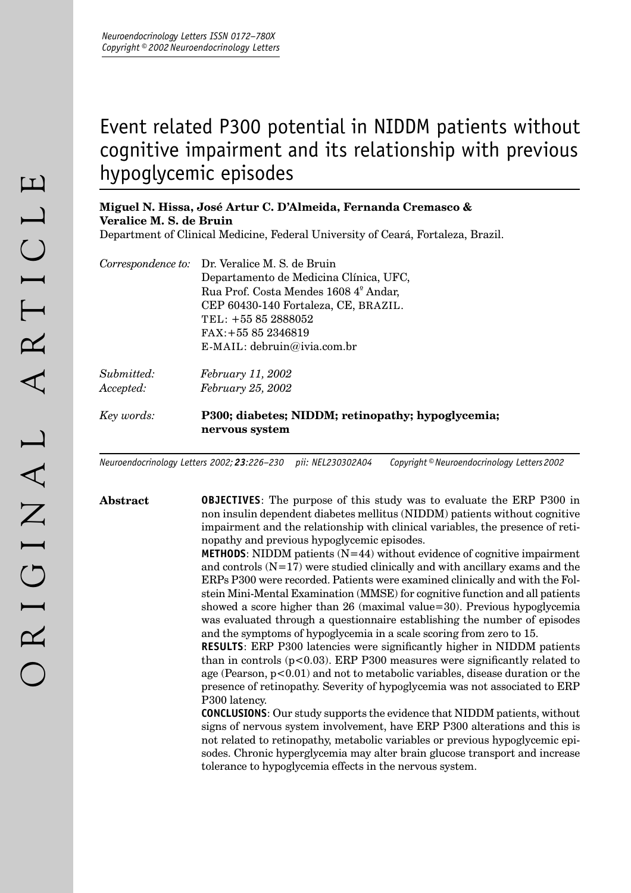# Event related P300 potential in NIDDM patients without cognitive impairment and its relationship with previous hypoglycemic episodes

**Miguel N. Hissa, José Artur C. D'Almeida, Fernanda Cremasco & Veralice M. S. de Bruin**

Department of Clinical Medicine, Federal University of Ceará, Fortaleza, Brazil.

*Correspondence to:* Dr. Veralice M. S. de Bruin
Departamento de Medicina Clínica, UFC,
Rua Prof. Costa Mendes 1608 4º Andar,
CEP 60430-140 Fortaleza, CE, BRAZIL.
TEL: +55 85 2888052
FAX: +55 85 2346819
E-MAIL: debruin@ivia.com.br

*Submitted:* *February 11, 2002*
*Accepted:* *February 25, 2002*

*Key words:* **P300; diabetes; NIDDM; retinopathy; hypoglycemia; nervous system**

*Neuroendocrinology Letters 2002; **23**:226–230 pii: NEL230302A04 Copyright © Neuroendocrinology Letters 2002*

## Abstract

**OBJECTIVES**: The purpose of this study was to evaluate the ERP P300 in non insulin dependent diabetes mellitus (NIDDM) patients without cognitive impairment and the relationship with clinical variables, the presence of retinopathy and previous hypoglycemic episodes.

**METHODS**: NIDDM patients (N=44) without evidence of cognitive impairment and controls (N=17) were studied clinically and with ancillary exams and the ERPs P300 were recorded. Patients were examined clinically and with the Folstein Mini-Mental Examination (MMSE) for cognitive function and all patients showed a score higher than 26 (maximal value=30). Previous hypoglycemia was evaluated through a questionnaire establishing the number of episodes and the symptoms of hypoglycemia in a scale scoring from zero to 15.

**RESULTS**: ERP P300 latencies were significantly higher in NIDDM patients than in controls ($p<0.03$). ERP P300 measures were significantly related to age (Pearson, $p<0.01$) and not to metabolic variables, disease duration or the presence of retinopathy. Severity of hypoglycemia was not associated to ERP P300 latency.

**CONCLUSIONS**: Our study supports the evidence that NIDDM patients, without signs of nervous system involvement, have ERP P300 alterations and this is not related to retinopathy, metabolic variables or previous hypoglycemic episodes. Chronic hyperglycemia may alter brain glucose transport and increase tolerance to hypoglycemia effects in the nervous system.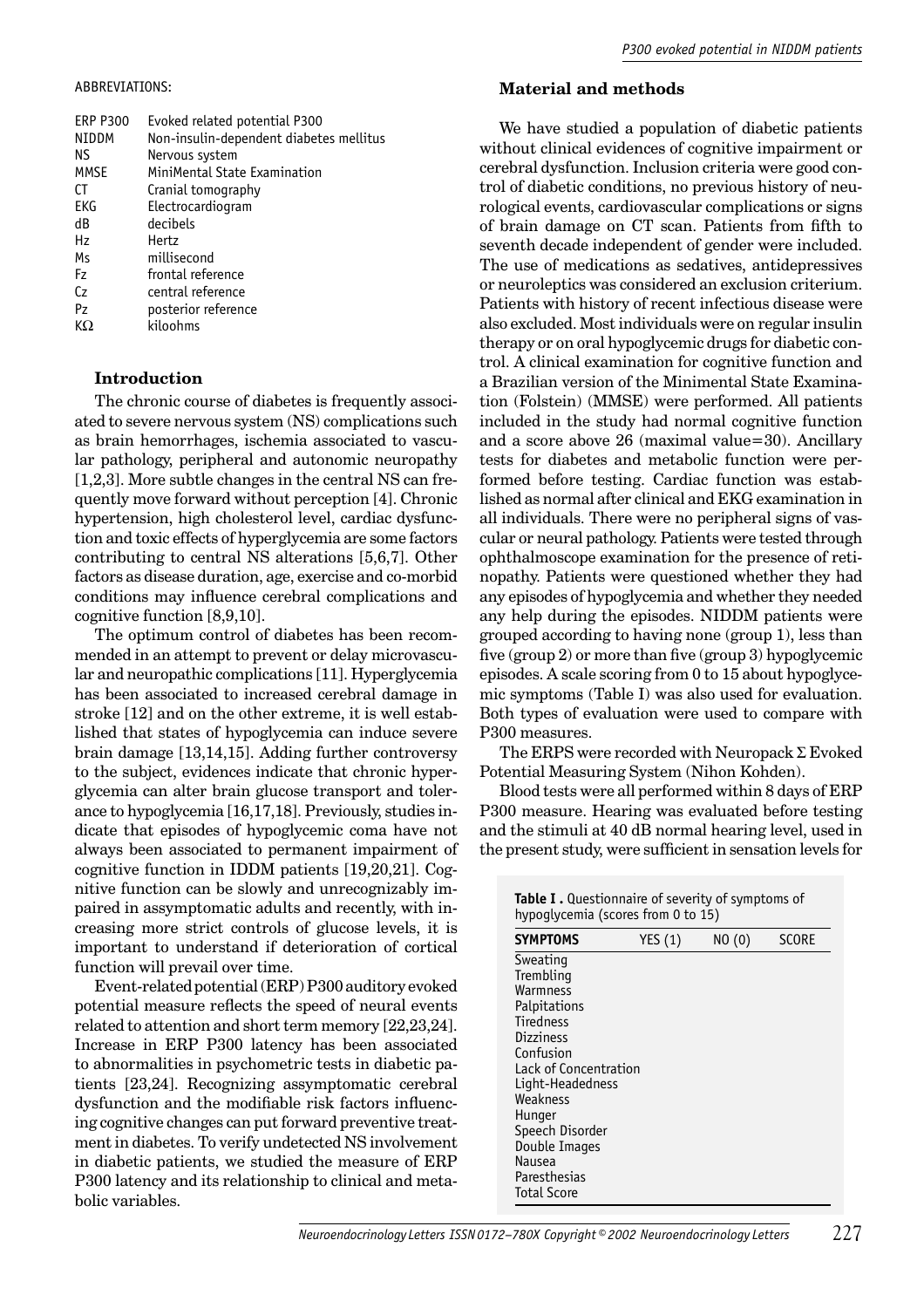ABBREVIATIONS:

| | |
|---|---|
| ERP P300 | Evoked related potential P300 |
| NIDDM | Non-insulin-dependent diabetes mellitus |
| NS | Nervous system |
| MMSE | MiniMental State Examination |
| CT | Cranial tomography |
| EKG | Electrocardiogram |
| dB | decibels |
| Hz | Hertz |
| Ms | millisecond |
| Fz | frontal reference |
| Cz | central reference |
| Pz | posterior reference |
| KΩ | kiloohms |

## Introduction

The chronic course of diabetes is frequently associated to severe nervous system (NS) complications such as brain hemorrhages, ischemia associated to vascular pathology, peripheral and autonomic neuropathy [1,2,3]. More subtle changes in the central NS can frequently move forward without perception [4]. Chronic hypertension, high cholesterol level, cardiac dysfunction and toxic effects of hyperglycemia are some factors contributing to central NS alterations [5,6,7]. Other factors as disease duration, age, exercise and co-morbid conditions may influence cerebral complications and cognitive function [8,9,10].

The optimum control of diabetes has been recommended in an attempt to prevent or delay microvascular and neuropathic complications [11]. Hyperglycemia has been associated to increased cerebral damage in stroke [12] and on the other extreme, it is well established that states of hypoglycemia can induce severe brain damage [13,14,15]. Adding further controversy to the subject, evidences indicate that chronic hyperglycemia can alter brain glucose transport and tolerance to hypoglycemia [16,17,18]. Previously, studies indicate that episodes of hypoglycemic coma have not always been associated to permanent impairment of cognitive function in IDDM patients [19,20,21]. Cognitive function can be slowly and unrecognizably impaired in assymptomatic adults and recently, with increasing more strict controls of glucose levels, it is important to understand if deterioration of cortical function will prevail over time.

Event-related potential (ERP) P300 auditory evoked potential measure reflects the speed of neural events related to attention and short term memory [22,23,24]. Increase in ERP P300 latency has been associated to abnormalities in psychometric tests in diabetic patients [23,24]. Recognizing assymptomatic cerebral dysfunction and the modifiable risk factors influencing cognitive changes can put forward preventive treatment in diabetes. To verify undetected NS involvement in diabetic patients, we studied the measure of ERP P300 latency and its relationship to clinical and metabolic variables.

## Material and methods

We have studied a population of diabetic patients without clinical evidences of cognitive impairment or cerebral dysfunction. Inclusion criteria were good control of diabetic conditions, no previous history of neurological events, cardiovascular complications or signs of brain damage on CT scan. Patients from fifth to seventh decade independent of gender were included. The use of medications as sedatives, antidepressives or neuroleptics was considered an exclusion criterium. Patients with history of recent infectious disease were also excluded. Most individuals were on regular insulin therapy or on oral hypoglycemic drugs for diabetic control. A clinical examination for cognitive function and a Brazilian version of the Minimental State Examination (Folstein) (MMSE) were performed. All patients included in the study had normal cognitive function and a score above 26 (maximal value=30). Ancillary tests for diabetes and metabolic function were performed before testing. Cardiac function was established as normal after clinical and EKG examination in all individuals. There were no peripheral signs of vascular or neural pathology. Patients were tested through ophthalmoscope examination for the presence of retinopathy. Patients were questioned whether they had any episodes of hypoglycemia and whether they needed any help during the episodes. NIDDM patients were grouped according to having none (group 1), less than five (group 2) or more than five (group 3) hypoglycemic episodes. A scale scoring from 0 to 15 about hypoglycemic symptoms (Table I) was also used for evaluation. Both types of evaluation were used to compare with P300 measures.

The ERPS were recorded with Neuropack Σ Evoked Potential Measuring System (Nihon Kohden).

Blood tests were all performed within 8 days of ERP P300 measure. Hearing was evaluated before testing and the stimuli at 40 dB normal hearing level, used in the present study, were sufficient in sensation levels for

**Table I .** Questionnaire of severity of symptoms of hypoglycemia (scores from 0 to 15)

| SYMPTOMS | YES (1) | NO (0) | SCORE |
|---|---|---|---|
| Sweating | | | |
| Trembling | | | |
| Warmness | | | |
| Palpitations | | | |
| Tiredness | | | |
| Dizziness | | | |
| Confusion | | | |
| Lack of Concentration | | | |
| Light-Headedness | | | |
| Weakness | | | |
| Hunger | | | |
| Speech Disorder | | | |
| Double Images | | | |
| Nausea | | | |
| Paresthesias | | | |
| Total Score | | | |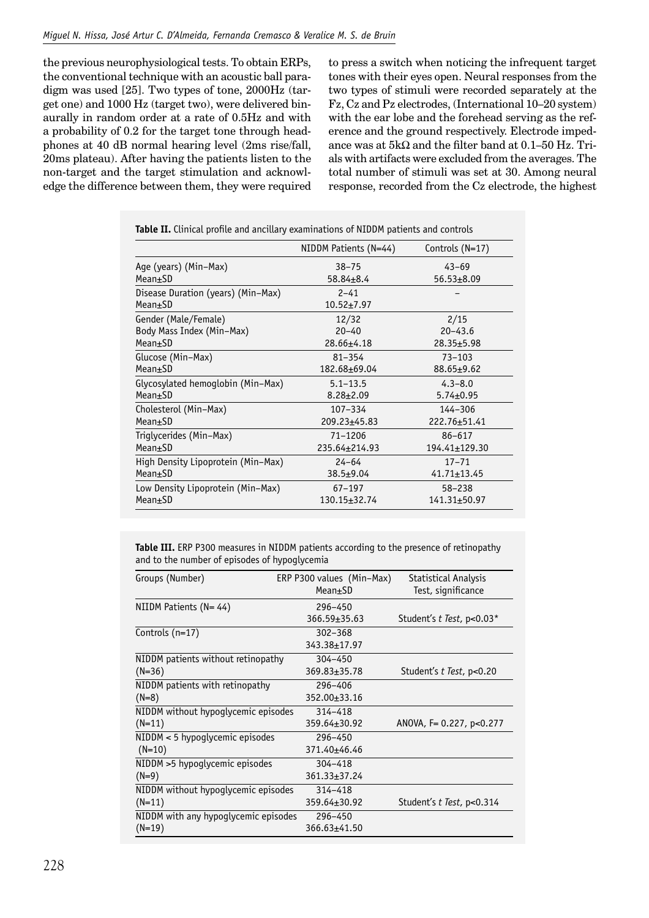the previous neurophysiological tests. To obtain ERPs, the conventional technique with an acoustic ball paradigm was used [25]. Two types of tone, 2000Hz (target one) and 1000 Hz (target two), were delivered binaurally in random order at a rate of 0.5Hz and with a probability of 0.2 for the target tone through headphones at 40 dB normal hearing level (2ms rise/fall, 20ms plateau). After having the patients listen to the non-target and the target stimulation and acknowledge the difference between them, they were required to press a switch when noticing the infrequent target tones with their eyes open. Neural responses from the two types of stimuli were recorded separately at the Fz, Cz and Pz electrodes, (International 10–20 system) with the ear lobe and the forehead serving as the reference and the ground respectively. Electrode impedance was at 5kΩ and the filter band at 0.1–50 Hz. Trials with artifacts were excluded from the averages. The total number of stimuli was set at 30. Among neural response, recorded from the Cz electrode, the highest

**Table II.** Clinical profile and ancillary examinations of NIDDM patients and controls

| | NIDDM Patients (N=44) | Controls (N=17) |
|---|---|---|
| Age (years) (Min–Max) | 38–75 | 43–69 |
| Mean±SD | 58.84±8.4 | 56.53±8.09 |
| Disease Duration (years) (Min–Max) | 2–41 | – |
| Mean±SD | 10.52±7.97 | |
| Gender (Male/Female) | 12/32 | 2/15 |
| Body Mass Index (Min–Max) | 20–40 | 20–43.6 |
| Mean±SD | 28.66±4.18 | 28.35±5.98 |
| Glucose (Min–Max) | 81–354 | 73–103 |
| Mean±SD | 182.68±69.04 | 88.65±9.62 |
| Glycosylated hemoglobin (Min–Max) | 5.1–13.5 | 4.3–8.0 |
| Mean±SD | 8.28±2.09 | 5.74±0.95 |
| Cholesterol (Min–Max) | 107–334 | 144–306 |
| Mean±SD | 209.23±45.83 | 222.76±51.41 |
| Triglycerides (Min–Max) | 71–1206 | 86–617 |
| Mean±SD | 235.64±214.93 | 194.41±129.30 |
| High Density Lipoprotein (Min–Max) | 24–64 | 17–71 |
| Mean±SD | 38.5±9.04 | 41.71±13.45 |
| Low Density Lipoprotein (Min–Max) | 67–197 | 58–238 |
| Mean±SD | 130.15±32.74 | 141.31±50.97 |

**Table III.** ERP P300 measures in NIDDM patients according to the presence of retinopathy and to the number of episodes of hypoglycemia

| Groups (Number) | ERP P300 values (Min–Max) Mean±SD | Statistical Analysis Test, significance |
|---|---|---|
| NIIDM Patients (N= 44) | 296–450<br>366.59±35.63 | Student's *t Test*, p<0.03* |
| Controls (n=17) | 302–368<br>343.38±17.97 | |
| NIDDM patients without retinopathy (N=36) | 304–450<br>369.83±35.78 | Student's *t Test*, p<0.20 |
| NIDDM patients with retinopathy (N=8) | 296–406<br>352.00±33.16 | |
| NIDDM without hypoglycemic episodes (N=11) | 314–418<br>359.64±30.92 | ANOVA, F= 0.227, p<0.277 |
| NIDDM < 5 hypoglycemic episodes (N=10) | 296–450<br>371.40±46.46 | |
| NIDDM >5 hypoglycemic episodes (N=9) | 304–418<br>361.33±37.24 | |
| NIDDM without hypoglycemic episodes (N=11) | 314–418<br>359.64±30.92 | Student's *t Test*, p<0.314 |
| NIDDM with any hypoglycemic episodes (N=19) | 296–450<br>366.63±41.50 | |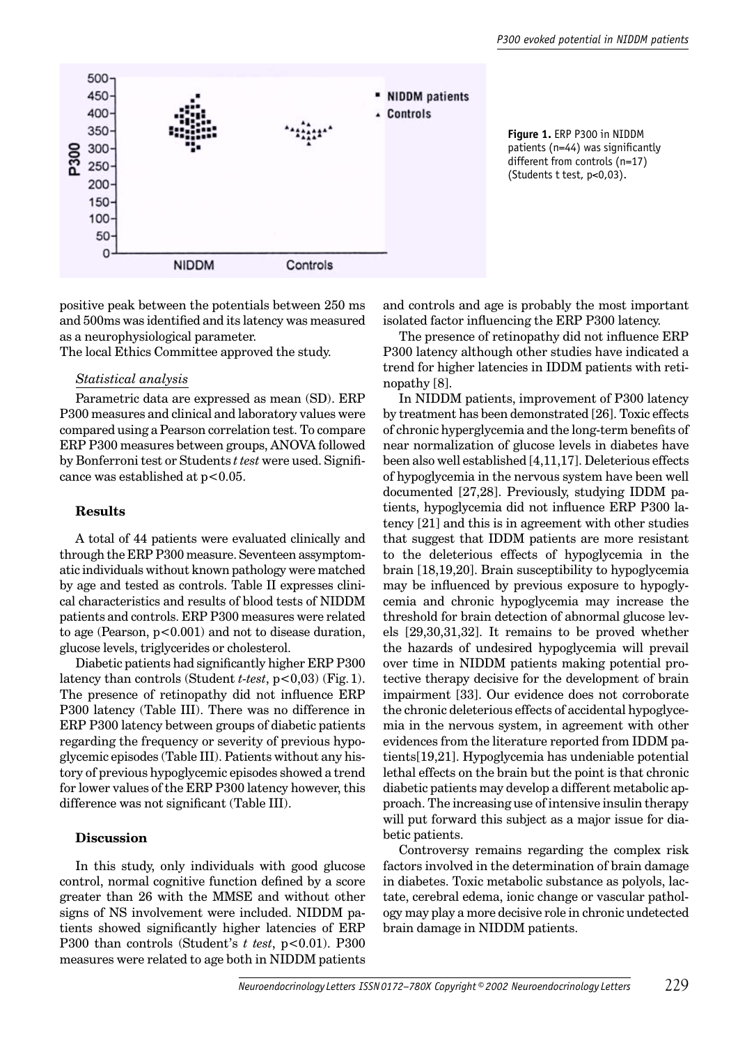**Figure 1.** ERP P300 in NIDDM patients (n=44) was significantly different from controls (n=17) (Students t test, p<0,03).

positive peak between the potentials between 250 ms and 500ms was identified and its latency was measured as a neurophysiological parameter.
The local Ethics Committee approved the study.

*Statistical analysis*

Parametric data are expressed as mean (SD). ERP P300 measures and clinical and laboratory values were compared using a Pearson correlation test. To compare ERP P300 measures between groups, ANOVA followed by Bonferroni test or Students *t test* were used. Significance was established at $p<0.05$.

## Results

A total of 44 patients were evaluated clinically and through the ERP P300 measure. Seventeen assymptomatic individuals without known pathology were matched by age and tested as controls. Table II expresses clinical characteristics and results of blood tests of NIDDM patients and controls. ERP P300 measures were related to age (Pearson, $p<0.001$) and not to disease duration, glucose levels, triglycerides or cholesterol.

Diabetic patients had significantly higher ERP P300 latency than controls (Student *t-test*, $p<0{,}03$) (Fig. 1). The presence of retinopathy did not influence ERP P300 latency (Table III). There was no difference in ERP P300 latency between groups of diabetic patients regarding the frequency or severity of previous hypoglycemic episodes (Table III). Patients without any history of previous hypoglycemic episodes showed a trend for lower values of the ERP P300 latency however, this difference was not significant (Table III).

## Discussion

In this study, only individuals with good glucose control, normal cognitive function defined by a score greater than 26 with the MMSE and without other signs of NS involvement were included. NIDDM patients showed significantly higher latencies of ERP P300 than controls (Student's *t test*, $p<0.01$). P300 measures were related to age both in NIDDM patients and controls and age is probably the most important isolated factor influencing the ERP P300 latency.

The presence of retinopathy did not influence ERP P300 latency although other studies have indicated a trend for higher latencies in IDDM patients with retinopathy [8].

In NIDDM patients, improvement of P300 latency by treatment has been demonstrated [26]. Toxic effects of chronic hyperglycemia and the long-term benefits of near normalization of glucose levels in diabetes have been also well established [4,11,17]. Deleterious effects of hypoglycemia in the nervous system have been well documented [27,28]. Previously, studying IDDM patients, hypoglycemia did not influence ERP P300 latency [21] and this is in agreement with other studies that suggest that IDDM patients are more resistant to the deleterious effects of hypoglycemia in the brain [18,19,20]. Brain susceptibility to hypoglycemia may be influenced by previous exposure to hypoglycemia and chronic hypoglycemia may increase the threshold for brain detection of abnormal glucose levels [29,30,31,32]. It remains to be proved whether the hazards of undesired hypoglycemia will prevail over time in NIDDM patients making potential protective therapy decisive for the development of brain impairment [33]. Our evidence does not corroborate the chronic deleterious effects of accidental hypoglycemia in the nervous system, in agreement with other evidences from the literature reported from IDDM patients[19,21]. Hypoglycemia has undeniable potential lethal effects on the brain but the point is that chronic diabetic patients may develop a different metabolic approach. The increasing use of intensive insulin therapy will put forward this subject as a major issue for diabetic patients.

Controversy remains regarding the complex risk factors involved in the determination of brain damage in diabetes. Toxic metabolic substance as polyols, lactate, cerebral edema, ionic change or vascular pathology may play a more decisive role in chronic undetected brain damage in NIDDM patients.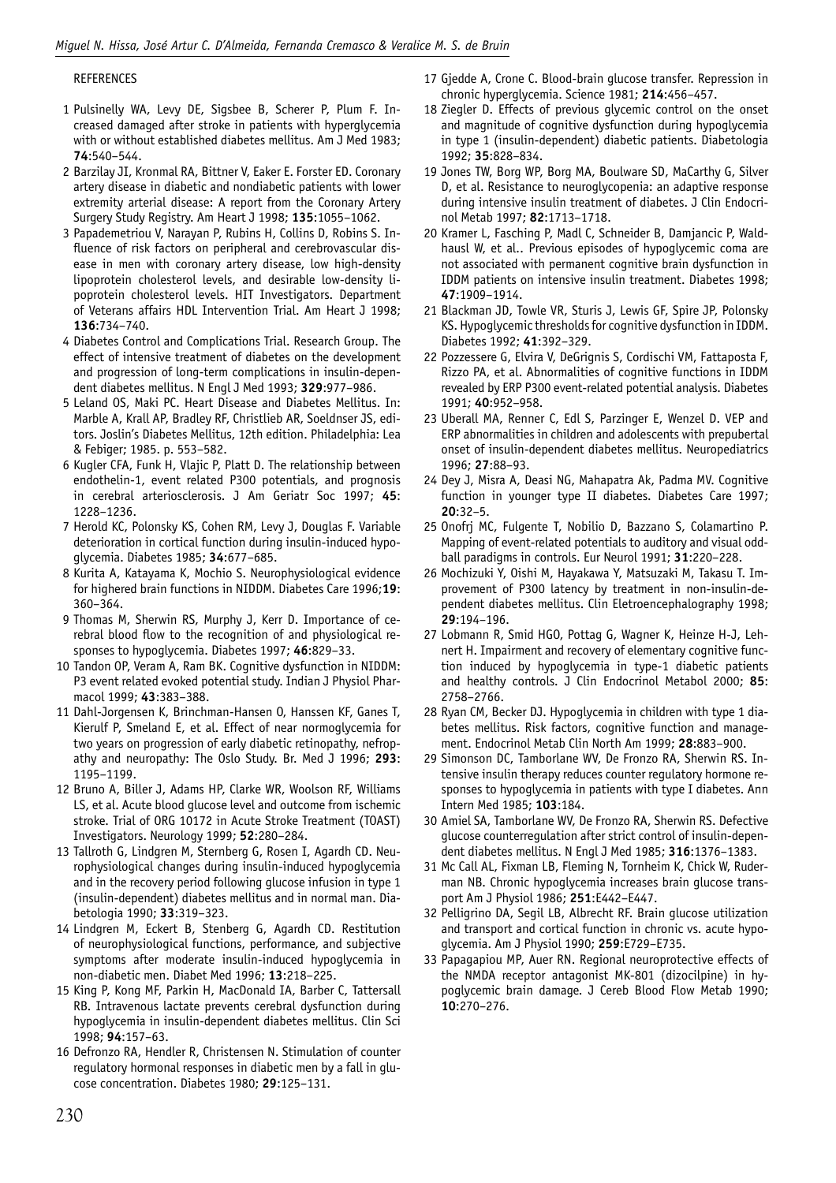REFERENCES

1 Pulsinelly WA, Levy DE, Sigsbee B, Scherer P, Plum F. Increased damaged after stroke in patients with hyperglycemia with or without established diabetes mellitus. Am J Med 1983; **74**:540–544.

2 Barzilay JI, Kronmal RA, Bittner V, Eaker E. Forster ED. Coronary artery disease in diabetic and nondiabetic patients with lower extremity arterial disease: A report from the Coronary Artery Surgery Study Registry. Am Heart J 1998; **135**:1055–1062.

3 Papademetriou V, Narayan P, Rubins H, Collins D, Robins S. Influence of risk factors on peripheral and cerebrovascular disease in men with coronary artery disease, low high-density lipoprotein cholesterol levels, and desirable low-density lipoprotein cholesterol levels. HIT Investigators. Department of Veterans affairs HDL Intervention Trial. Am Heart J 1998; **136**:734–740.

4 Diabetes Control and Complications Trial. Research Group. The effect of intensive treatment of diabetes on the development and progression of long-term complications in insulin-dependent diabetes mellitus. N Engl J Med 1993; **329**:977–986.

5 Leland OS, Maki PC. Heart Disease and Diabetes Mellitus. In: Marble A, Krall AP, Bradley RF, Christlieb AR, Soeldnser JS, editors. Joslin's Diabetes Mellitus, 12th edition. Philadelphia: Lea & Febiger; 1985. p. 553–582.

6 Kugler CFA, Funk H, Vlajic P, Platt D. The relationship between endothelin-1, event related P300 potentials, and prognosis in cerebral arteriosclerosis. J Am Geriatr Soc 1997; **45**: 1228–1236.

7 Herold KC, Polonsky KS, Cohen RM, Levy J, Douglas F. Variable deterioration in cortical function during insulin-induced hypoglycemia. Diabetes 1985; **34**:677–685.

8 Kurita A, Katayama K, Mochio S. Neurophysiological evidence for highered brain functions in NIDDM. Diabetes Care 1996;**19**: 360–364.

9 Thomas M, Sherwin RS, Murphy J, Kerr D. Importance of cerebral blood flow to the recognition of and physiological responses to hypoglycemia. Diabetes 1997; **46**:829–33.

10 Tandon OP, Veram A, Ram BK. Cognitive dysfunction in NIDDM: P3 event related evoked potential study. Indian J Physiol Pharmacol 1999; **43**:383–388.

11 Dahl-Jorgensen K, Brinchman-Hansen O, Hanssen KF, Ganes T, Kierulf P, Smeland E, et al. Effect of near normoglycemia for two years on progression of early diabetic retinopathy, nefropathy and neuropathy: The Oslo Study. Br. Med J 1996; **293**: 1195–1199.

12 Bruno A, Biller J, Adams HP, Clarke WR, Woolson RF, Williams LS, et al. Acute blood glucose level and outcome from ischemic stroke. Trial of ORG 10172 in Acute Stroke Treatment (TOAST) Investigators. Neurology 1999; **52**:280–284.

13 Tallroth G, Lindgren M, Sternberg G, Rosen I, Agardh CD. Neurophysiological changes during insulin-induced hypoglycemia and in the recovery period following glucose infusion in type 1 (insulin-dependent) diabetes mellitus and in normal man. Diabetologia 1990; **33**:319–323.

14 Lindgren M, Eckert B, Stenberg G, Agardh CD. Restitution of neurophysiological functions, performance, and subjective symptoms after moderate insulin-induced hypoglycemia in non-diabetic men. Diabet Med 1996; **13**:218–225.

15 King P, Kong MF, Parkin H, MacDonald IA, Barber C, Tattersall RB. Intravenous lactate prevents cerebral dysfunction during hypoglycemia in insulin-dependent diabetes mellitus. Clin Sci 1998; **94**:157–63.

16 Defronzo RA, Hendler R, Christensen N. Stimulation of counter regulatory hormonal responses in diabetic men by a fall in glucose concentration. Diabetes 1980; **29**:125–131.

17 Gjedde A, Crone C. Blood-brain glucose transfer. Repression in chronic hyperglycemia. Science 1981; **214**:456–457.

18 Ziegler D. Effects of previous glycemic control on the onset and magnitude of cognitive dysfunction during hypoglycemia in type 1 (insulin-dependent) diabetic patients. Diabetologia 1992; **35**:828–834.

19 Jones TW, Borg WP, Borg MA, Boulware SD, MaCarthy G, Silver D, et al. Resistance to neuroglycopenia: an adaptive response during intensive insulin treatment of diabetes. J Clin Endocrinol Metab 1997; **82**:1713–1718.

20 Kramer L, Fasching P, Madl C, Schneider B, Damjancic P, Waldhausl W, et al.. Previous episodes of hypoglycemic coma are not associated with permanent cognitive brain dysfunction in IDDM patients on intensive insulin treatment. Diabetes 1998; **47**:1909–1914.

21 Blackman JD, Towle VR, Sturis J, Lewis GF, Spire JP, Polonsky KS. Hypoglycemic thresholds for cognitive dysfunction in IDDM. Diabetes 1992; **41**:392–329.

22 Pozzessere G, Elvira V, DeGrignis S, Cordischi VM, Fattaposta F, Rizzo PA, et al. Abnormalities of cognitive functions in IDDM revealed by ERP P300 event-related potential analysis. Diabetes 1991; **40**:952–958.

23 Uberall MA, Renner C, Edl S, Parzinger E, Wenzel D. VEP and ERP abnormalities in children and adolescents with prepubertal onset of insulin-dependent diabetes mellitus. Neuropediatrics 1996; **27**:88–93.

24 Dey J, Misra A, Deasi NG, Mahapatra Ak, Padma MV. Cognitive function in younger type II diabetes. Diabetes Care 1997; **20**:32–5.

25 Onofrj MC, Fulgente T, Nobilio D, Bazzano S, Colamartino P. Mapping of event-related potentials to auditory and visual oddball paradigms in controls. Eur Neurol 1991; **31**:220–228.

26 Mochizuki Y, Oishi M, Hayakawa Y, Matsuzaki M, Takasu T. Improvement of P300 latency by treatment in non-insulin-dependent diabetes mellitus. Clin Eletroencephalography 1998; **29**:194–196.

27 Lobmann R, Smid HGO, Pottag G, Wagner K, Heinze H-J, Lehnert H. Impairment and recovery of elementary cognitive function induced by hypoglycemia in type-1 diabetic patients and healthy controls. J Clin Endocrinol Metabol 2000; **85**: 2758–2766.

28 Ryan CM, Becker DJ. Hypoglycemia in children with type 1 diabetes mellitus. Risk factors, cognitive function and management. Endocrinol Metab Clin North Am 1999; **28**:883–900.

29 Simonson DC, Tamborlane WV, De Fronzo RA, Sherwin RS. Intensive insulin therapy reduces counter regulatory hormone responses to hypoglycemia in patients with type I diabetes. Ann Intern Med 1985; **103**:184.

30 Amiel SA, Tamborlane WV, De Fronzo RA, Sherwin RS. Defective glucose counterregulation after strict control of insulin-dependent diabetes mellitus. N Engl J Med 1985; **316**:1376–1383.

31 Mc Call AL, Fixman LB, Fleming N, Tornheim K, Chick W, Ruderman NB. Chronic hypoglycemia increases brain glucose transport Am J Physiol 1986; **251**:E442–E447.

32 Pelligrino DA, Segil LB, Albrecht RF. Brain glucose utilization and transport and cortical function in chronic vs. acute hypoglycemia. Am J Physiol 1990; **259**:E729–E735.

33 Papagapiou MP, Auer RN. Regional neuroprotective effects of the NMDA receptor antagonist MK-801 (dizocilpine) in hypoglycemic brain damage. J Cereb Blood Flow Metab 1990; **10**:270–276.